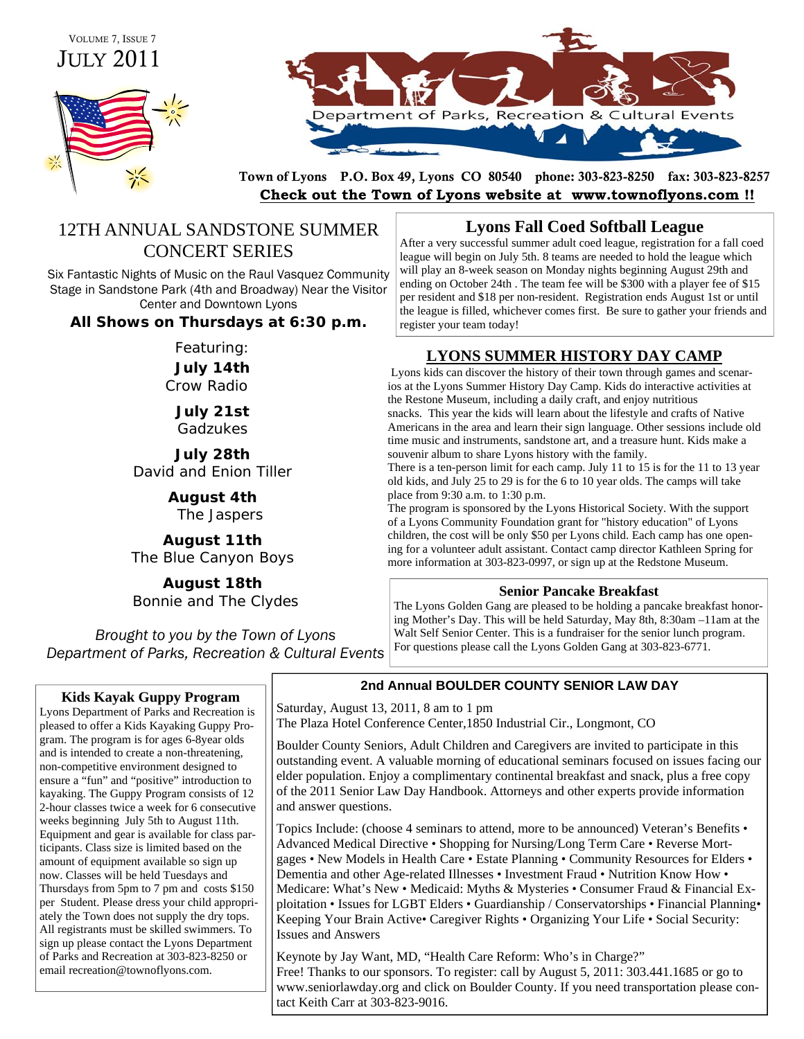VOLUME 7, ISSUE 7
JULY 2011

# LYONS

Department of Parks, Recreation & Cultural Events

**Town of Lyons P.O. Box 49, Lyons CO 80540 phone: 303-823-8250 fax: 303-823-8257**

**Check out the Town of Lyons website at www.townoflyons.com !!**

## 12TH ANNUAL SANDSTONE SUMMER CONCERT SERIES

Six Fantastic Nights of Music on the Raul Vasquez Community Stage in Sandstone Park (4th and Broadway) Near the Visitor Center and Downtown Lyons

**All Shows on Thursdays at 6:30 p.m.**

Featuring:

**July 14th**
Crow Radio

**July 21st**
Gadzukes

**July 28th**
David and Enion Tiller

**August 4th**
The Jaspers

**August 11th**
The Blue Canyon Boys

**August 18th**
Bonnie and The Clydes

*Brought to you by the Town of Lyons Department of Parks, Recreation & Cultural Events*

## Lyons Fall Coed Softball League

After a very successful summer adult coed league, registration for a fall coed league will begin on July 5th. 8 teams are needed to hold the league which will play an 8-week season on Monday nights beginning August 29th and ending on October 24th . The team fee will be $300 with a player fee of $15 per resident and $18 per non-resident. Registration ends August 1st or until the league is filled, whichever comes first. Be sure to gather your friends and register your team today!

## LYONS SUMMER HISTORY DAY CAMP

Lyons kids can discover the history of their town through games and scenarios at the Lyons Summer History Day Camp. Kids do interactive activities at the Restone Museum, including a daily craft, and enjoy nutritious snacks. This year the kids will learn about the lifestyle and crafts of Native Americans in the area and learn their sign language. Other sessions include old time music and instruments, sandstone art, and a treasure hunt. Kids make a souvenir album to share Lyons history with the family.

There is a ten-person limit for each camp. July 11 to 15 is for the 11 to 13 year old kids, and July 25 to 29 is for the 6 to 10 year olds. The camps will take place from 9:30 a.m. to 1:30 p.m.

The program is sponsored by the Lyons Historical Society. With the support of a Lyons Community Foundation grant for "history education" of Lyons children, the cost will be only $50 per Lyons child. Each camp has one opening for a volunteer adult assistant. Contact camp director Kathleen Spring for more information at 303-823-0997, or sign up at the Redstone Museum.

### Senior Pancake Breakfast

The Lyons Golden Gang are pleased to be holding a pancake breakfast honoring Mother's Day. This will be held Saturday, May 8th, 8:30am –11am at the Walt Self Senior Center. This is a fundraiser for the senior lunch program. For questions please call the Lyons Golden Gang at 303-823-6771.

## Kids Kayak Guppy Program

Lyons Department of Parks and Recreation is pleased to offer a Kids Kayaking Guppy Program. The program is for ages 6-8year olds and is intended to create a non-threatening, non-competitive environment designed to ensure a "fun" and "positive" introduction to kayaking. The Guppy Program consists of 12 2-hour classes twice a week for 6 consecutive weeks beginning July 5th to August 11th. Equipment and gear is available for class participants. Class size is limited based on the amount of equipment available so sign up now. Classes will be held Tuesdays and Thursdays from 5pm to 7 pm and costs $150 per Student. Please dress your child appropriately the Town does not supply the dry tops. All registrants must be skilled swimmers. To sign up please contact the Lyons Department of Parks and Recreation at 303-823-8250 or email recreation@townoflyons.com.

## 2nd Annual BOULDER COUNTY SENIOR LAW DAY

Saturday, August 13, 2011, 8 am to 1 pm
The Plaza Hotel Conference Center,1850 Industrial Cir., Longmont, CO

Boulder County Seniors, Adult Children and Caregivers are invited to participate in this outstanding event. A valuable morning of educational seminars focused on issues facing our elder population. Enjoy a complimentary continental breakfast and snack, plus a free copy of the 2011 Senior Law Day Handbook. Attorneys and other experts provide information and answer questions.

Topics Include: (choose 4 seminars to attend, more to be announced) Veteran's Benefits • Advanced Medical Directive • Shopping for Nursing/Long Term Care • Reverse Mortgages • New Models in Health Care • Estate Planning • Community Resources for Elders • Dementia and other Age-related Illnesses • Investment Fraud • Nutrition Know How • Medicare: What's New • Medicaid: Myths & Mysteries • Consumer Fraud & Financial Exploitation • Issues for LGBT Elders • Guardianship / Conservatorships • Financial Planning• Keeping Your Brain Active• Caregiver Rights • Organizing Your Life • Social Security: Issues and Answers

Keynote by Jay Want, MD, "Health Care Reform: Who's in Charge?"
Free! Thanks to our sponsors. To register: call by August 5, 2011: 303.441.1685 or go to www.seniorlawday.org and click on Boulder County. If you need transportation please contact Keith Carr at 303-823-9016.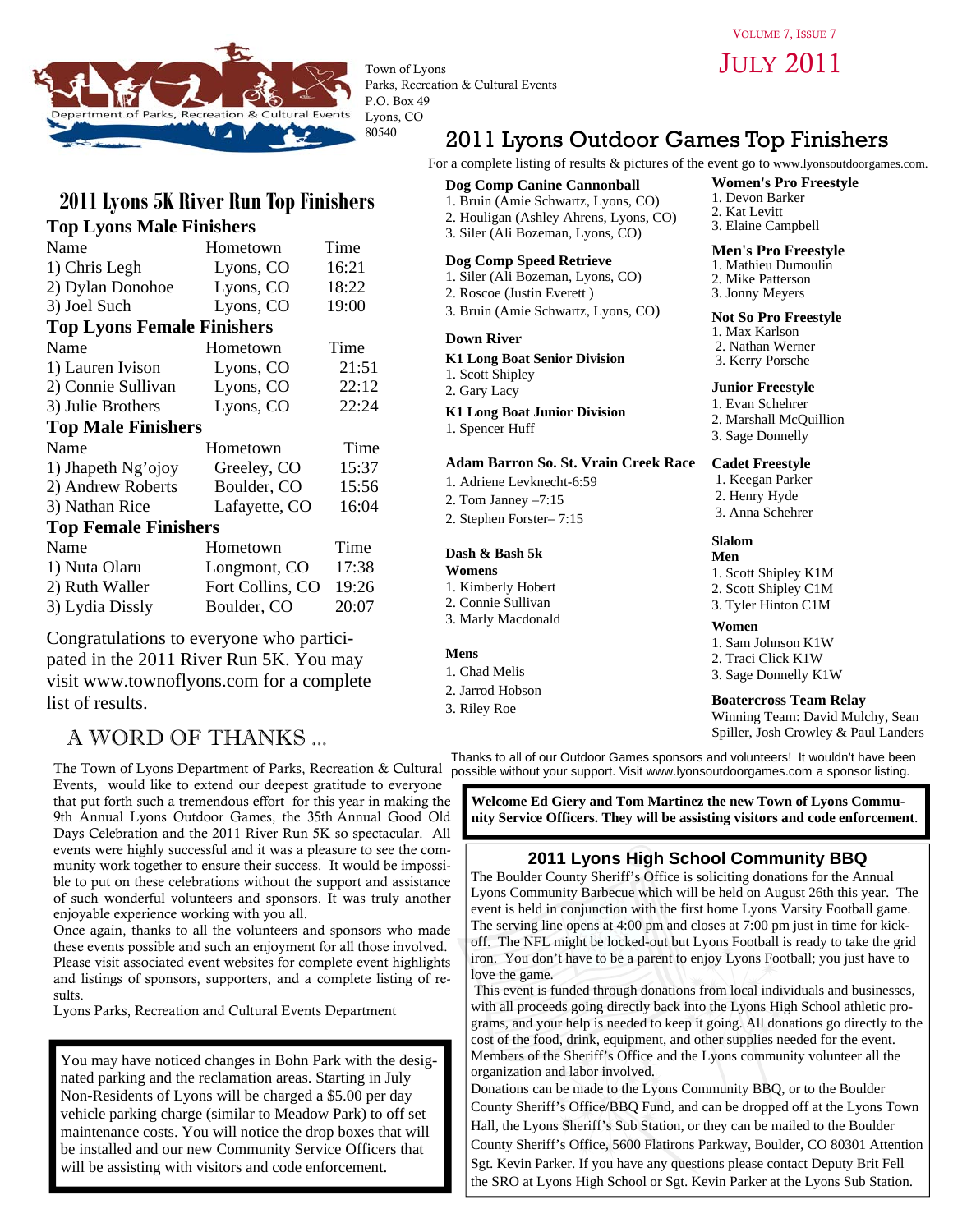Town of Lyons
Parks, Recreation & Cultural Events
P.O. Box 49
Lyons, CO
80540

# 2011 Lyons 5K River Run Top Finishers

### Top Lyons Male Finishers

| Name | Hometown | Time |
|---|---|---|
| 1) Chris Legh | Lyons, CO | 16:21 |
| 2) Dylan Donohoe | Lyons, CO | 18:22 |
| 3) Joel Such | Lyons, CO | 19:00 |

### Top Lyons Female Finishers

| Name | Hometown | Time |
|---|---|---|
| 1) Lauren Ivison | Lyons, CO | 21:51 |
| 2) Connie Sullivan | Lyons, CO | 22:12 |
| 3) Julie Brothers | Lyons, CO | 22:24 |

### Top Male Finishers

| Name | Hometown | Time |
|---|---|---|
| 1) Jhapeth Ng'ojoy | Greeley, CO | 15:37 |
| 2) Andrew Roberts | Boulder, CO | 15:56 |
| 3) Nathan Rice | Lafayette, CO | 16:04 |

### Top Female Finishers

| Name | Hometown | Time |
|---|---|---|
| 1) Nuta Olaru | Longmont, CO | 17:38 |
| 2) Ruth Waller | Fort Collins, CO | 19:26 |
| 3) Lydia Dissly | Boulder, CO | 20:07 |

Congratulations to everyone who participated in the 2011 River Run 5K. You may visit www.townoflyons.com for a complete list of results.

## A WORD OF THANKS ...

The Town of Lyons Department of Parks, Recreation & Cultural Events, would like to extend our deepest gratitude to everyone that put forth such a tremendous effort for this year in making the 9th Annual Lyons Outdoor Games, the 35th Annual Good Old Days Celebration and the 2011 River Run 5K so spectacular. All events were highly successful and it was a pleasure to see the community work together to ensure their success. It would be impossible to put on these celebrations without the support and assistance of such wonderful volunteers and sponsors. It was truly another enjoyable experience working with you all.

Once again, thanks to all the volunteers and sponsors who made these events possible and such an enjoyment for all those involved. Please visit associated event websites for complete event highlights and listings of sponsors, supporters, and a complete listing of results.

Lyons Parks, Recreation and Cultural Events Department

You may have noticed changes in Bohn Park with the designated parking and the reclamation areas. Starting in July Non-Residents of Lyons will be charged a $5.00 per day vehicle parking charge (similar to Meadow Park) to off set maintenance costs. You will notice the drop boxes that will be installed and our new Community Service Officers that will be assisting with visitors and code enforcement.

# 2011 Lyons Outdoor Games Top Finishers

For a complete listing of results & pictures of the event go to www.lyonsoutdoorgames.com.

**Dog Comp Canine Cannonball**
1. Bruin (Amie Schwartz, Lyons, CO)
2. Houligan (Ashley Ahrens, Lyons, CO)
3. Siler (Ali Bozeman, Lyons, CO)

**Dog Comp Speed Retrieve**
1. Siler (Ali Bozeman, Lyons, CO)
2. Roscoe (Justin Everett )
3. Bruin (Amie Schwartz, Lyons, CO)

**Down River**

**K1 Long Boat Senior Division**
1. Scott Shipley
2. Gary Lacy

**K1 Long Boat Junior Division**
1. Spencer Huff

**Adam Barron So. St. Vrain Creek Race**
1. Adriene Levknecht-6:59
2. Tom Janney –7:15
2. Stephen Forster– 7:15

**Dash & Bash 5k**

**Womens**
1. Kimberly Hobert
2. Connie Sullivan
3. Marly Macdonald

**Mens**
1. Chad Melis
2. Jarrod Hobson
3. Riley Roe

**Women's Pro Freestyle**
1. Devon Barker
2. Kat Levitt
3. Elaine Campbell

**Men's Pro Freestyle**
1. Mathieu Dumoulin
2. Mike Patterson
3. Jonny Meyers

**Not So Pro Freestyle**
1. Max Karlson
2. Nathan Werner
3. Kerry Porsche

**Junior Freestyle**
1. Evan Schehrer
2. Marshall McQuillion
3. Sage Donnelly

**Cadet Freestyle**
1. Keegan Parker
2. Henry Hyde
3. Anna Schehrer

**Slalom**

**Men**
1. Scott Shipley K1M
2. Scott Shipley C1M
3. Tyler Hinton C1M

**Women**
1. Sam Johnson K1W
2. Traci Click K1W
3. Sage Donnelly K1W

**Boatercross Team Relay**
Winning Team: David Mulchy, Sean Spiller, Josh Crowley & Paul Landers

Thanks to all of our Outdoor Games sponsors and volunteers! It wouldn't have been possible without your support. Visit www.lyonsoutdoorgames.com a sponsor listing.

**Welcome Ed Giery and Tom Martinez the new Town of Lyons Community Service Officers. They will be assisting visitors and code enforcement.**

## 2011 Lyons High School Community BBQ

The Boulder County Sheriff's Office is soliciting donations for the Annual Lyons Community Barbecue which will be held on August 26th this year. The event is held in conjunction with the first home Lyons Varsity Football game. The serving line opens at 4:00 pm and closes at 7:00 pm just in time for kick-off. The NFL might be locked-out but Lyons Football is ready to take the grid iron. You don't have to be a parent to enjoy Lyons Football; you just have to love the game.

This event is funded through donations from local individuals and businesses, with all proceeds going directly back into the Lyons High School athletic programs, and your help is needed to keep it going. All donations go directly to the cost of the food, drink, equipment, and other supplies needed for the event. Members of the Sheriff's Office and the Lyons community volunteer all the organization and labor involved.

Donations can be made to the Lyons Community BBQ, or to the Boulder County Sheriff's Office/BBQ Fund, and can be dropped off at the Lyons Town Hall, the Lyons Sheriff's Sub Station, or they can be mailed to the Boulder County Sheriff's Office, 5600 Flatirons Parkway, Boulder, CO 80301 Attention Sgt. Kevin Parker. If you have any questions please contact Deputy Brit Fell the SRO at Lyons High School or Sgt. Kevin Parker at the Lyons Sub Station.